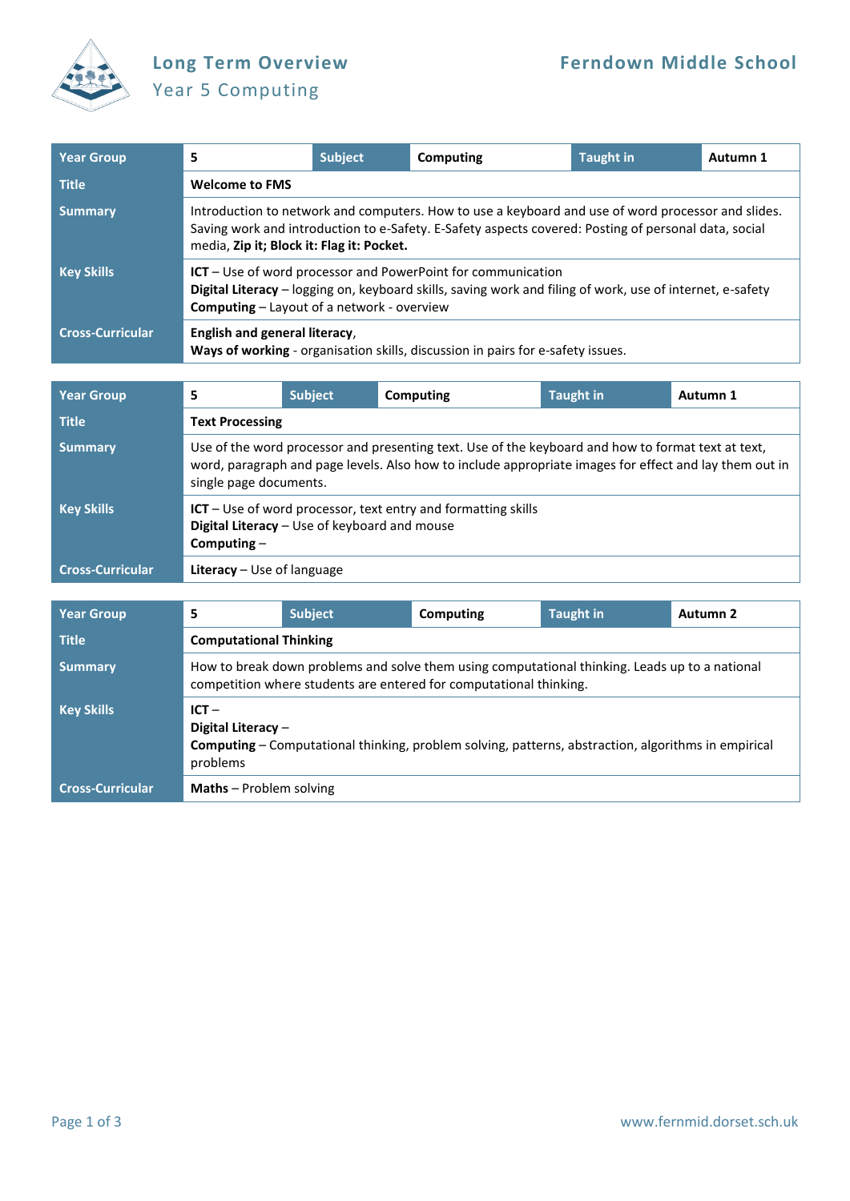# Long Term Overview

## Year 5 Computing

**Ferndown Middle School**

| Year Group | 5 | Subject | Computing | Taught in | Autumn 1 |
|---|---|---|---|---|---|
| Title | **Welcome to FMS** | | | | |
| Summary | Introduction to network and computers. How to use a keyboard and use of word processor and slides. Saving work and introduction to e-Safety. E-Safety aspects covered: Posting of personal data, social media, **Zip it; Block it: Flag it: Pocket.** | | | | |
| Key Skills | **ICT** – Use of word processor and PowerPoint for communication<br>**Digital Literacy** – logging on, keyboard skills, saving work and filing of work, use of internet, e-safety<br>**Computing** – Layout of a network - overview | | | | |
| Cross-Curricular | **English and general literacy**,<br>**Ways of working** - organisation skills, discussion in pairs for e-safety issues. | | | | |

| Year Group | 5 | Subject | Computing | Taught in | Autumn 1 |
|---|---|---|---|---|---|
| Title | **Text Processing** | | | | |
| Summary | Use of the word processor and presenting text. Use of the keyboard and how to format text at text, word, paragraph and page levels. Also how to include appropriate images for effect and lay them out in single page documents. | | | | |
| Key Skills | **ICT** – Use of word processor, text entry and formatting skills<br>**Digital Literacy** – Use of keyboard and mouse<br>**Computing** – | | | | |
| Cross-Curricular | **Literacy** – Use of language | | | | |

| Year Group | 5 | Subject | Computing | Taught in | Autumn 2 |
|---|---|---|---|---|---|
| Title | **Computational Thinking** | | | | |
| Summary | How to break down problems and solve them using computational thinking. Leads up to a national competition where students are entered for computational thinking. | | | | |
| Key Skills | **ICT** –<br>**Digital Literacy** –<br>**Computing** – Computational thinking, problem solving, patterns, abstraction, algorithms in empirical problems | | | | |
| Cross-Curricular | **Maths** – Problem solving | | | | |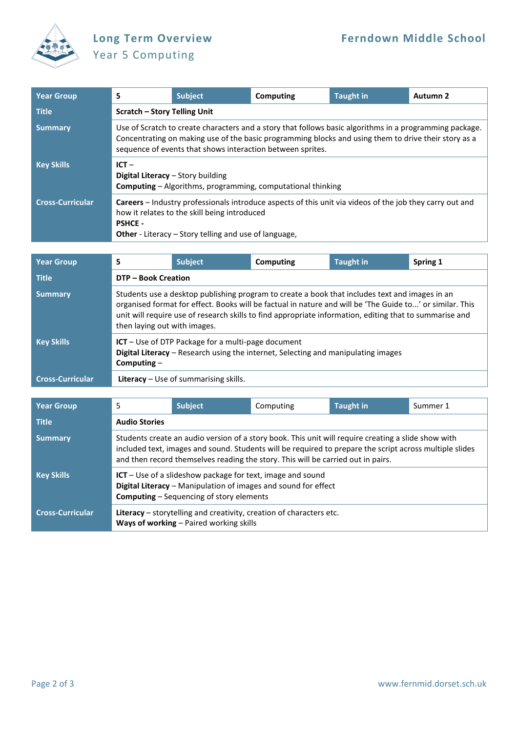| Year Group | 5 | Subject | Computing | Taught in | Autumn 2 |
|---|---|---|---|---|---|
| Title | **Scratch – Story Telling Unit** | | | | |
| Summary | Use of Scratch to create characters and a story that follows basic algorithms in a programming package. Concentrating on making use of the basic programming blocks and using them to drive their story as a sequence of events that shows interaction between sprites. | | | | |
| Key Skills | **ICT** –<br>**Digital Literacy** – Story building<br>**Computing** – Algorithms, programming, computational thinking | | | | |
| Cross-Curricular | **Careers** – Industry professionals introduce aspects of this unit via videos of the job they carry out and how it relates to the skill being introduced<br>**PSHCE** -<br>**Other** - Literacy – Story telling and use of language, | | | | |

| Year Group | 5 | Subject | Computing | Taught in | Spring 1 |
|---|---|---|---|---|---|
| Title | **DTP – Book Creation** | | | | |
| Summary | Students use a desktop publishing program to create a book that includes text and images in an organised format for effect. Books will be factual in nature and will be 'The Guide to...' or similar. This unit will require use of research skills to find appropriate information, editing that to summarise and then laying out with images. | | | | |
| Key Skills | **ICT** – Use of DTP Package for a multi-page document<br>**Digital Literacy** – Research using the internet, Selecting and manipulating images<br>**Computing** – | | | | |
| Cross-Curricular | **Literacy** – Use of summarising skills. | | | | |

| Year Group | 5 | Subject | Computing | Taught in | Summer 1 |
|---|---|---|---|---|---|
| Title | **Audio Stories** | | | | |
| Summary | Students create an audio version of a story book. This unit will require creating a slide show with included text, images and sound. Students will be required to prepare the script across multiple slides and then record themselves reading the story. This will be carried out in pairs. | | | | |
| Key Skills | **ICT** – Use of a slideshow package for text, image and sound<br>**Digital Literacy** – Manipulation of images and sound for effect<br>**Computing** – Sequencing of story elements | | | | |
| Cross-Curricular | **Literacy** – storytelling and creativity, creation of characters etc.<br>**Ways of working** – Paired working skills | | | | |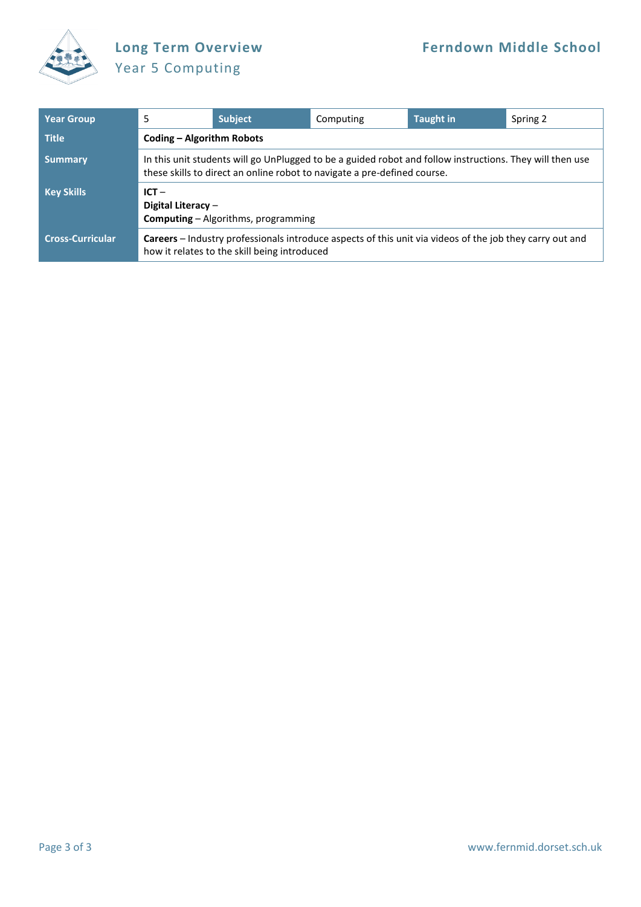| | | | | | |
|---|---|---|---|---|---|
| **Year Group** | 5 | **Subject** | Computing | **Taught in** | Spring 2 |
| **Title** | **Coding – Algorithm Robots** | | | | |
| **Summary** | In this unit students will go UnPlugged to be a guided robot and follow instructions. They will then use these skills to direct an online robot to navigate a pre-defined course. | | | | |
| **Key Skills** | **ICT** – <br> **Digital Literacy** – <br> **Computing** – Algorithms, programming | | | | |
| **Cross-Curricular** | **Careers** – Industry professionals introduce aspects of this unit via videos of the job they carry out and how it relates to the skill being introduced | | | | |